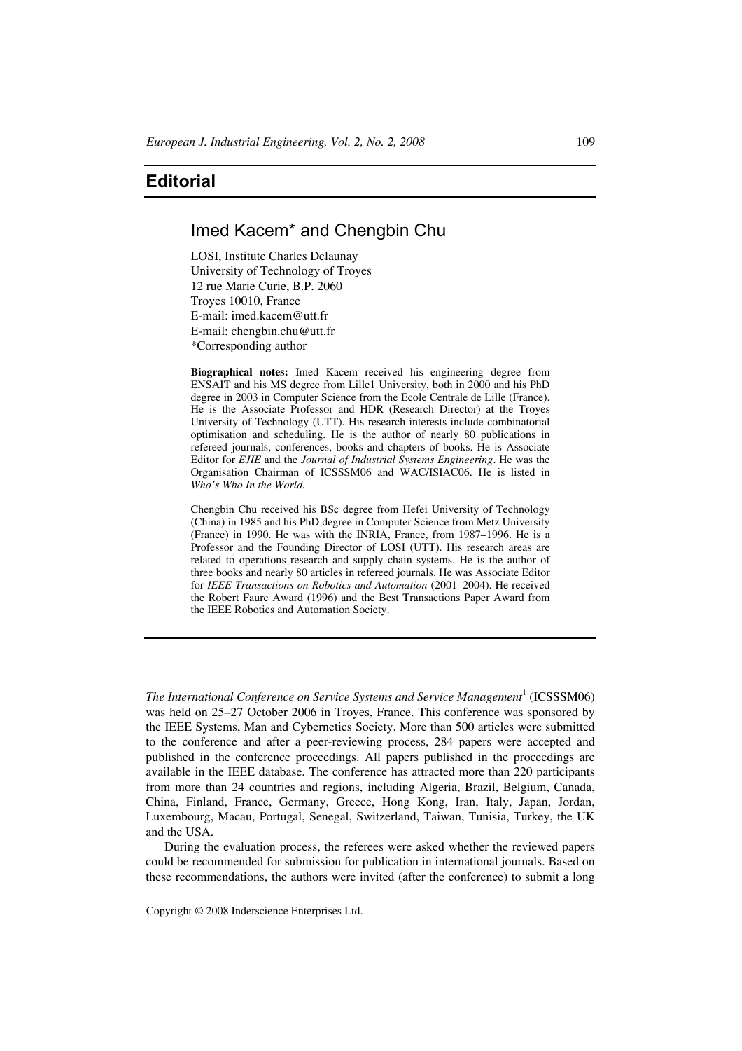# Editorial

## Imed Kacem* and Chengbin Chu

LOSI, Institute Charles Delaunay
University of Technology of Troyes
12 rue Marie Curie, B.P. 2060
Troyes 10010, France
E-mail: imed.kacem@utt.fr
E-mail: chengbin.chu@utt.fr
*Corresponding author

**Biographical notes:** Imed Kacem received his engineering degree from ENSAIT and his MS degree from Lille1 University, both in 2000 and his PhD degree in 2003 in Computer Science from the Ecole Centrale de Lille (France). He is the Associate Professor and HDR (Research Director) at the Troyes University of Technology (UTT). His research interests include combinatorial optimisation and scheduling. He is the author of nearly 80 publications in refereed journals, conferences, books and chapters of books. He is Associate Editor for *EJIE* and the *Journal of Industrial Systems Engineering*. He was the Organisation Chairman of ICSSSM06 and WAC/ISIAC06. He is listed in *Who's Who In the World.*

Chengbin Chu received his BSc degree from Hefei University of Technology (China) in 1985 and his PhD degree in Computer Science from Metz University (France) in 1990. He was with the INRIA, France, from 1987–1996. He is a Professor and the Founding Director of LOSI (UTT). His research areas are related to operations research and supply chain systems. He is the author of three books and nearly 80 articles in refereed journals. He was Associate Editor for *IEEE Transactions on Robotics and Automation* (2001–2004). He received the Robert Faure Award (1996) and the Best Transactions Paper Award from the IEEE Robotics and Automation Society.

---

*The International Conference on Service Systems and Service Management*[1] (ICSSSM06) was held on 25–27 October 2006 in Troyes, France. This conference was sponsored by the IEEE Systems, Man and Cybernetics Society. More than 500 articles were submitted to the conference and after a peer-reviewing process, 284 papers were accepted and published in the conference proceedings. All papers published in the proceedings are available in the IEEE database. The conference has attracted more than 220 participants from more than 24 countries and regions, including Algeria, Brazil, Belgium, Canada, China, Finland, France, Germany, Greece, Hong Kong, Iran, Italy, Japan, Jordan, Luxembourg, Macau, Portugal, Senegal, Switzerland, Taiwan, Tunisia, Turkey, the UK and the USA.

During the evaluation process, the referees were asked whether the reviewed papers could be recommended for submission for publication in international journals. Based on these recommendations, the authors were invited (after the conference) to submit a long

Copyright © 2008 Inderscience Enterprises Ltd.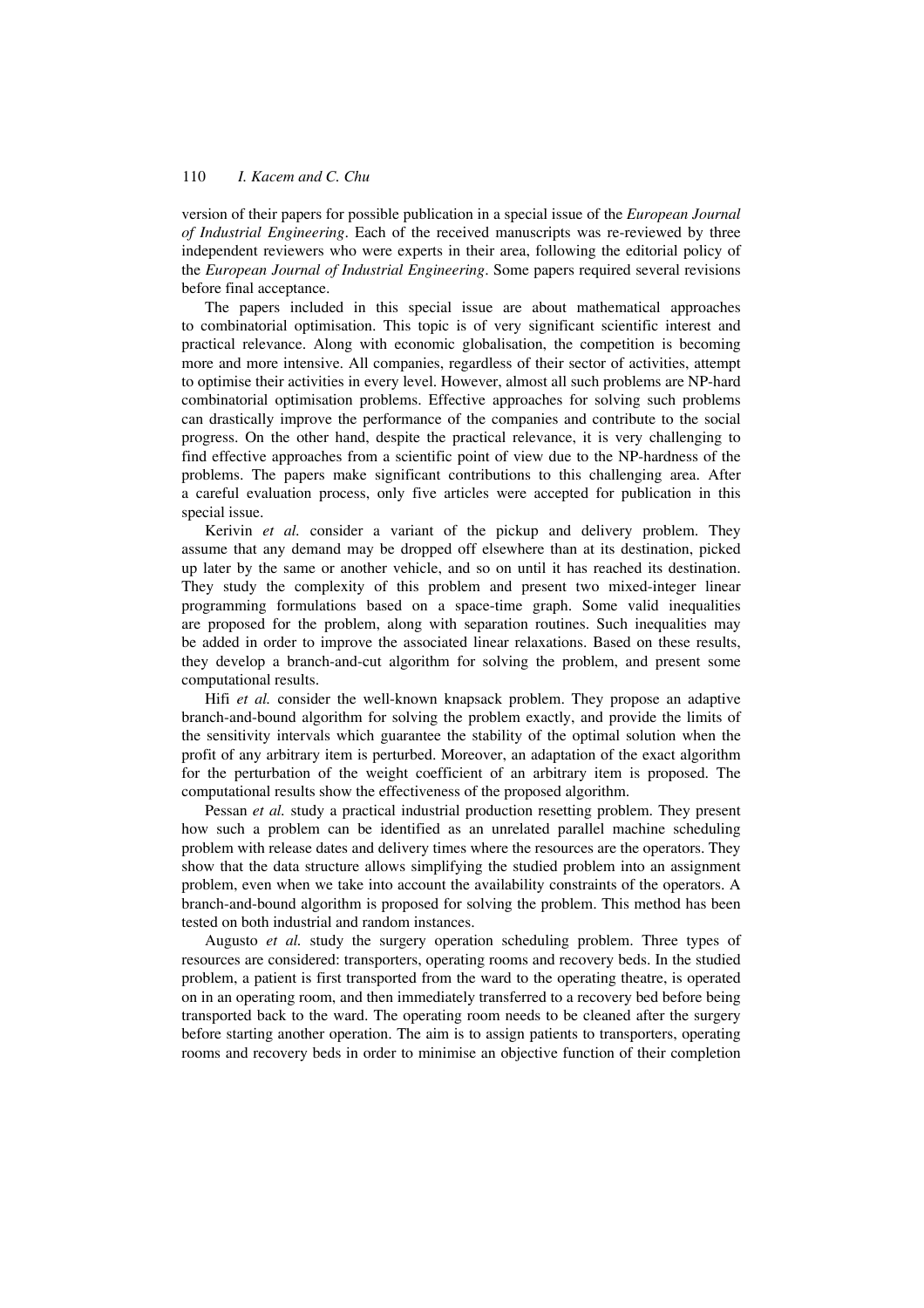version of their papers for possible publication in a special issue of the *European Journal of Industrial Engineering*. Each of the received manuscripts was re-reviewed by three independent reviewers who were experts in their area, following the editorial policy of the *European Journal of Industrial Engineering*. Some papers required several revisions before final acceptance.

The papers included in this special issue are about mathematical approaches to combinatorial optimisation. This topic is of very significant scientific interest and practical relevance. Along with economic globalisation, the competition is becoming more and more intensive. All companies, regardless of their sector of activities, attempt to optimise their activities in every level. However, almost all such problems are NP-hard combinatorial optimisation problems. Effective approaches for solving such problems can drastically improve the performance of the companies and contribute to the social progress. On the other hand, despite the practical relevance, it is very challenging to find effective approaches from a scientific point of view due to the NP-hardness of the problems. The papers make significant contributions to this challenging area. After a careful evaluation process, only five articles were accepted for publication in this special issue.

Kerivin *et al.* consider a variant of the pickup and delivery problem. They assume that any demand may be dropped off elsewhere than at its destination, picked up later by the same or another vehicle, and so on until it has reached its destination. They study the complexity of this problem and present two mixed-integer linear programming formulations based on a space-time graph. Some valid inequalities are proposed for the problem, along with separation routines. Such inequalities may be added in order to improve the associated linear relaxations. Based on these results, they develop a branch-and-cut algorithm for solving the problem, and present some computational results.

Hifi *et al.* consider the well-known knapsack problem. They propose an adaptive branch-and-bound algorithm for solving the problem exactly, and provide the limits of the sensitivity intervals which guarantee the stability of the optimal solution when the profit of any arbitrary item is perturbed. Moreover, an adaptation of the exact algorithm for the perturbation of the weight coefficient of an arbitrary item is proposed. The computational results show the effectiveness of the proposed algorithm.

Pessan *et al.* study a practical industrial production resetting problem. They present how such a problem can be identified as an unrelated parallel machine scheduling problem with release dates and delivery times where the resources are the operators. They show that the data structure allows simplifying the studied problem into an assignment problem, even when we take into account the availability constraints of the operators. A branch-and-bound algorithm is proposed for solving the problem. This method has been tested on both industrial and random instances.

Augusto *et al.* study the surgery operation scheduling problem. Three types of resources are considered: transporters, operating rooms and recovery beds. In the studied problem, a patient is first transported from the ward to the operating theatre, is operated on in an operating room, and then immediately transferred to a recovery bed before being transported back to the ward. The operating room needs to be cleaned after the surgery before starting another operation. The aim is to assign patients to transporters, operating rooms and recovery beds in order to minimise an objective function of their completion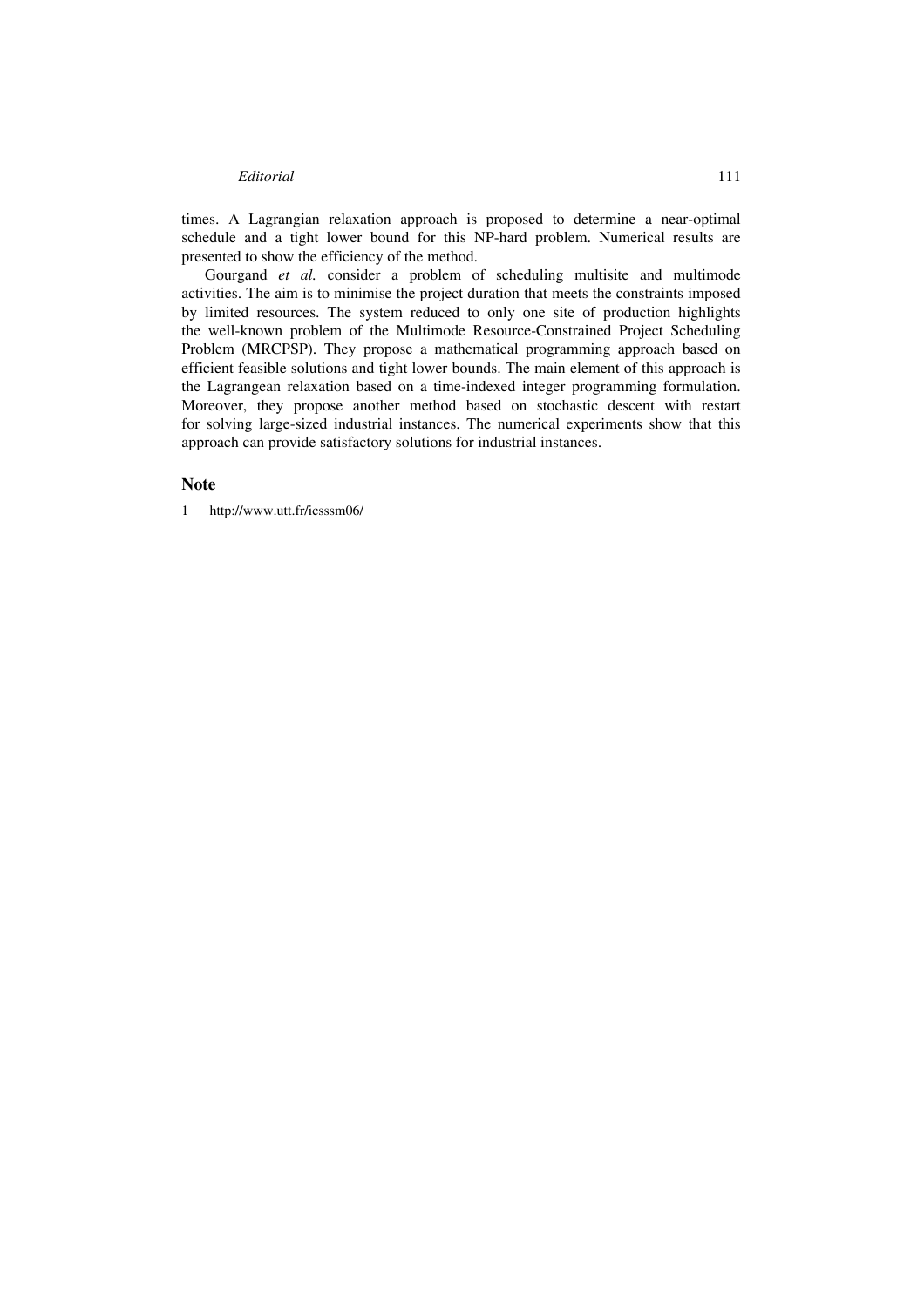times. A Lagrangian relaxation approach is proposed to determine a near-optimal schedule and a tight lower bound for this NP-hard problem. Numerical results are presented to show the efficiency of the method.

Gourgand *et al.* consider a problem of scheduling multisite and multimode activities. The aim is to minimise the project duration that meets the constraints imposed by limited resources. The system reduced to only one site of production highlights the well-known problem of the Multimode Resource-Constrained Project Scheduling Problem (MRCPSP). They propose a mathematical programming approach based on efficient feasible solutions and tight lower bounds. The main element of this approach is the Lagrangean relaxation based on a time-indexed integer programming formulation. Moreover, they propose another method based on stochastic descent with restart for solving large-sized industrial instances. The numerical experiments show that this approach can provide satisfactory solutions for industrial instances.

## Note

1 http://www.utt.fr/icsssm06/